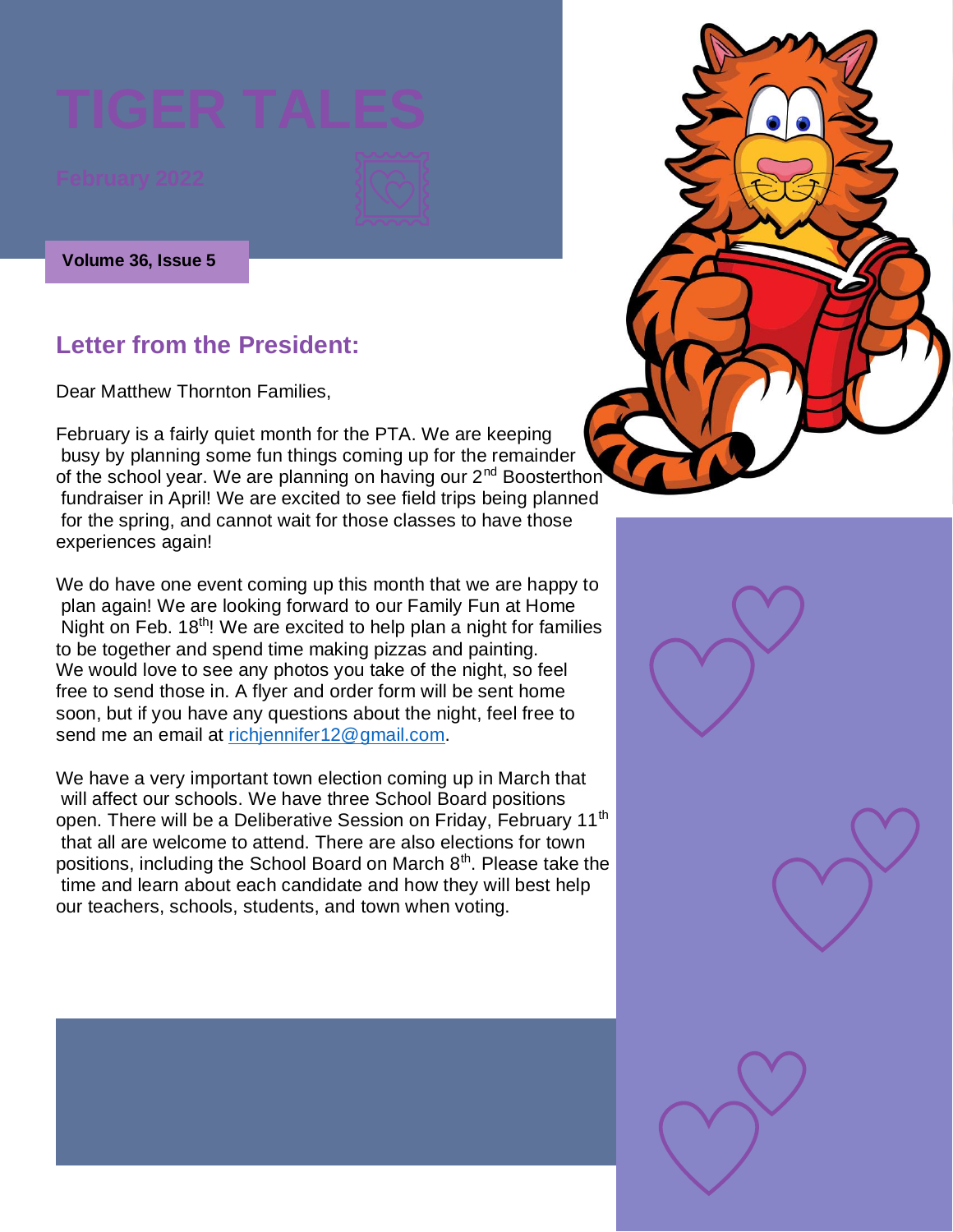# TIGER TALES

February 2022

**Volume 36, Issue 5**

## Letter from the President:

Dear Matthew Thornton Families,

February is a fairly quiet month for the PTA. We are keeping busy by planning some fun things coming up for the remainder of the school year. We are planning on having our 2nd Boosterthon fundraiser in April! We are excited to see field trips being planned for the spring, and cannot wait for those classes to have those experiences again!

We do have one event coming up this month that we are happy to plan again! We are looking forward to our Family Fun at Home Night on Feb. 18th! We are excited to help plan a night for families to be together and spend time making pizzas and painting. We would love to see any photos you take of the night, so feel free to send those in. A flyer and order form will be sent home soon, but if you have any questions about the night, feel free to send me an email at richjennifer12@gmail.com.

We have a very important town election coming up in March that will affect our schools. We have three School Board positions open. There will be a Deliberative Session on Friday, February 11th that all are welcome to attend. There are also elections for town positions, including the School Board on March 8th. Please take the time and learn about each candidate and how they will best help our teachers, schools, students, and town when voting.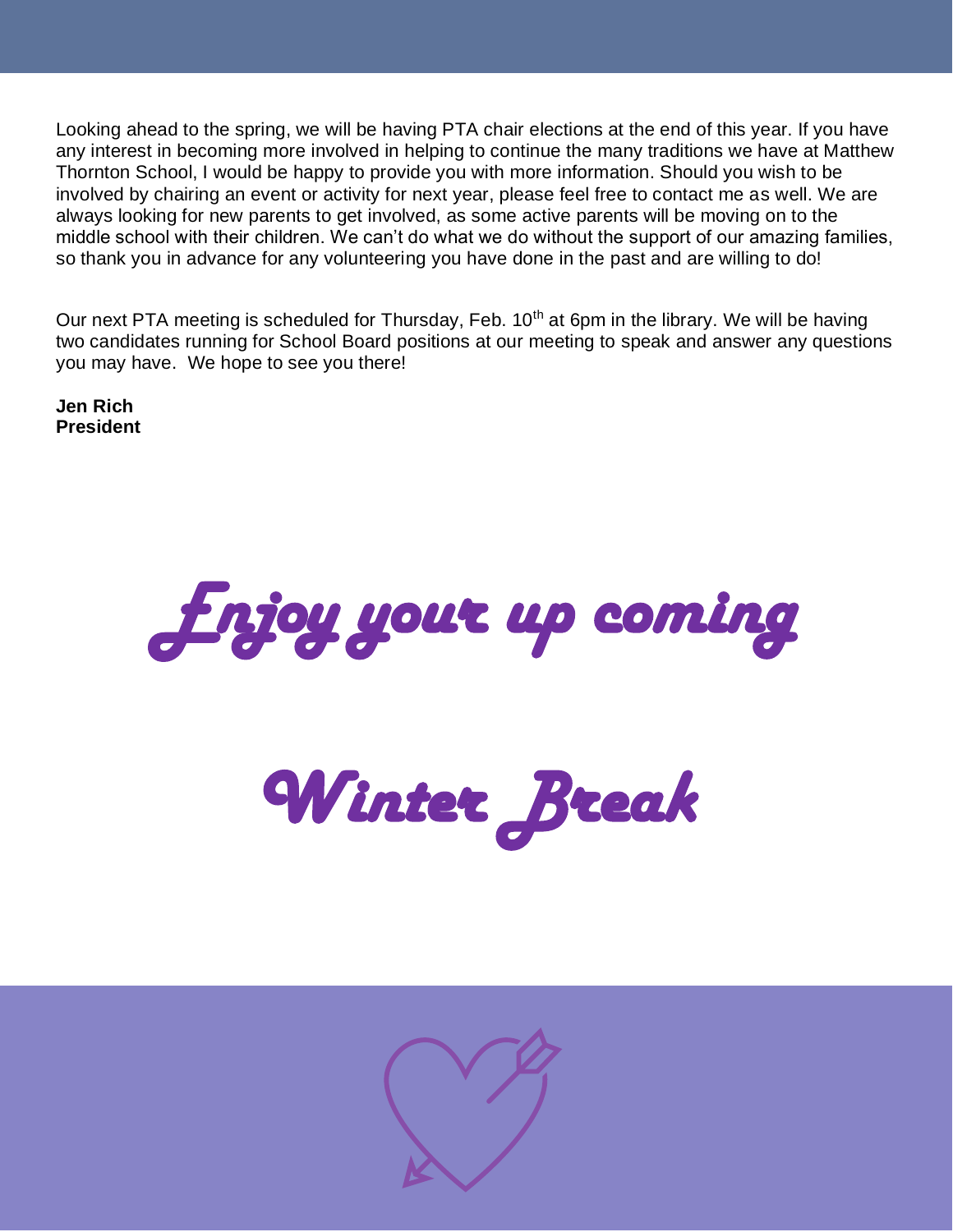Looking ahead to the spring, we will be having PTA chair elections at the end of this year. If you have any interest in becoming more involved in helping to continue the many traditions we have at Matthew Thornton School, I would be happy to provide you with more information. Should you wish to be involved by chairing an event or activity for next year, please feel free to contact me as well. We are always looking for new parents to get involved, as some active parents will be moving on to the middle school with their children. We can't do what we do without the support of our amazing families, so thank you in advance for any volunteering you have done in the past and are willing to do!

Our next PTA meeting is scheduled for Thursday, Feb. 10th at 6pm in the library. We will be having two candidates running for School Board positions at our meeting to speak and answer any questions you may have. We hope to see you there!

**Jen Rich**
**President**

# *Enjoy your up coming*

# *Winter Break*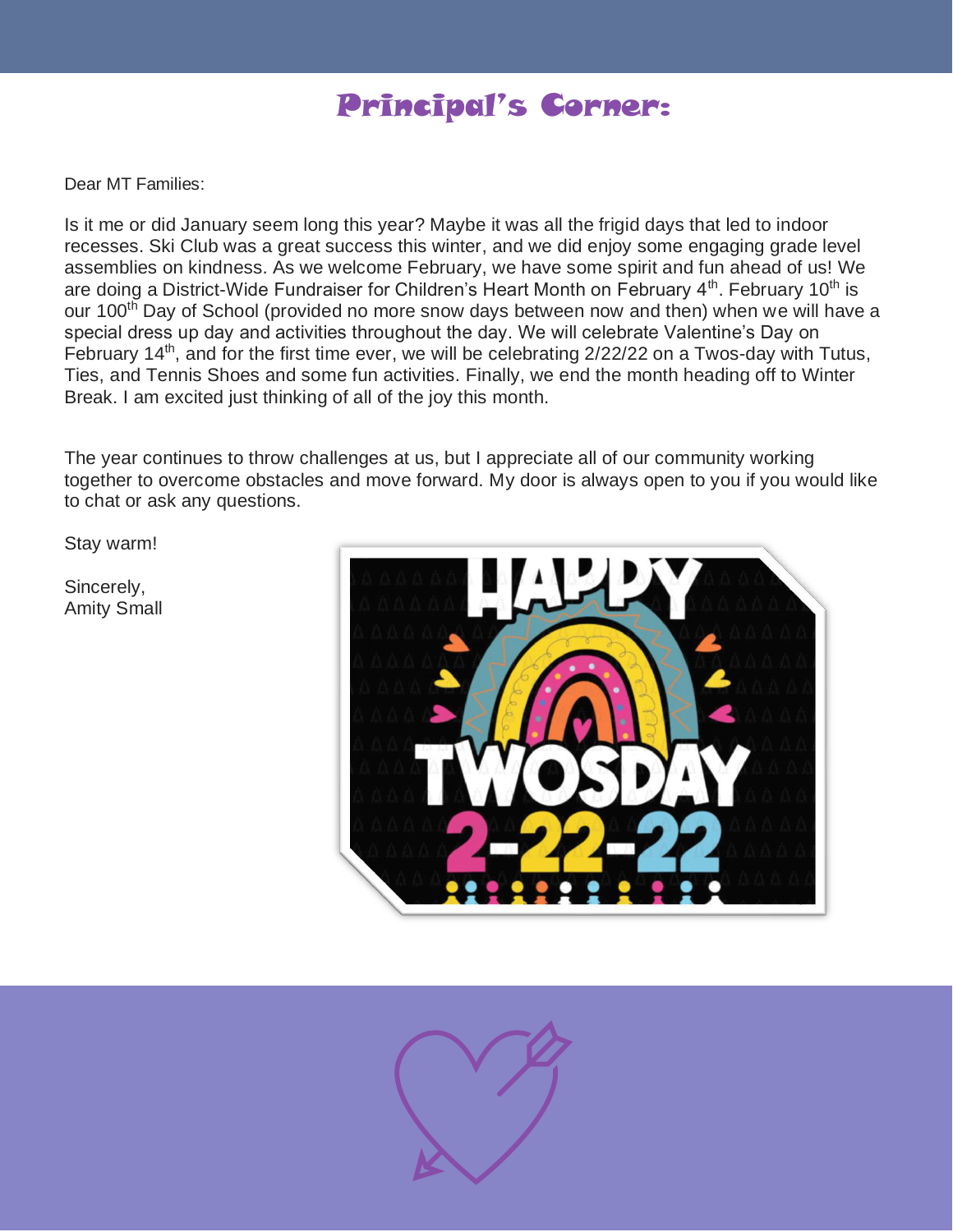# Principal's Corner:

Dear MT Families:

Is it me or did January seem long this year? Maybe it was all the frigid days that led to indoor recesses. Ski Club was a great success this winter, and we did enjoy some engaging grade level assemblies on kindness. As we welcome February, we have some spirit and fun ahead of us! We are doing a District-Wide Fundraiser for Children's Heart Month on February 4th. February 10th is our 100th Day of School (provided no more snow days between now and then) when we will have a special dress up day and activities throughout the day. We will celebrate Valentine's Day on February 14th, and for the first time ever, we will be celebrating 2/22/22 on a Twos-day with Tutus, Ties, and Tennis Shoes and some fun activities. Finally, we end the month heading off to Winter Break. I am excited just thinking of all of the joy this month.

The year continues to throw challenges at us, but I appreciate all of our community working together to overcome obstacles and move forward. My door is always open to you if you would like to chat or ask any questions.

Stay warm!

Sincerely,
Amity Small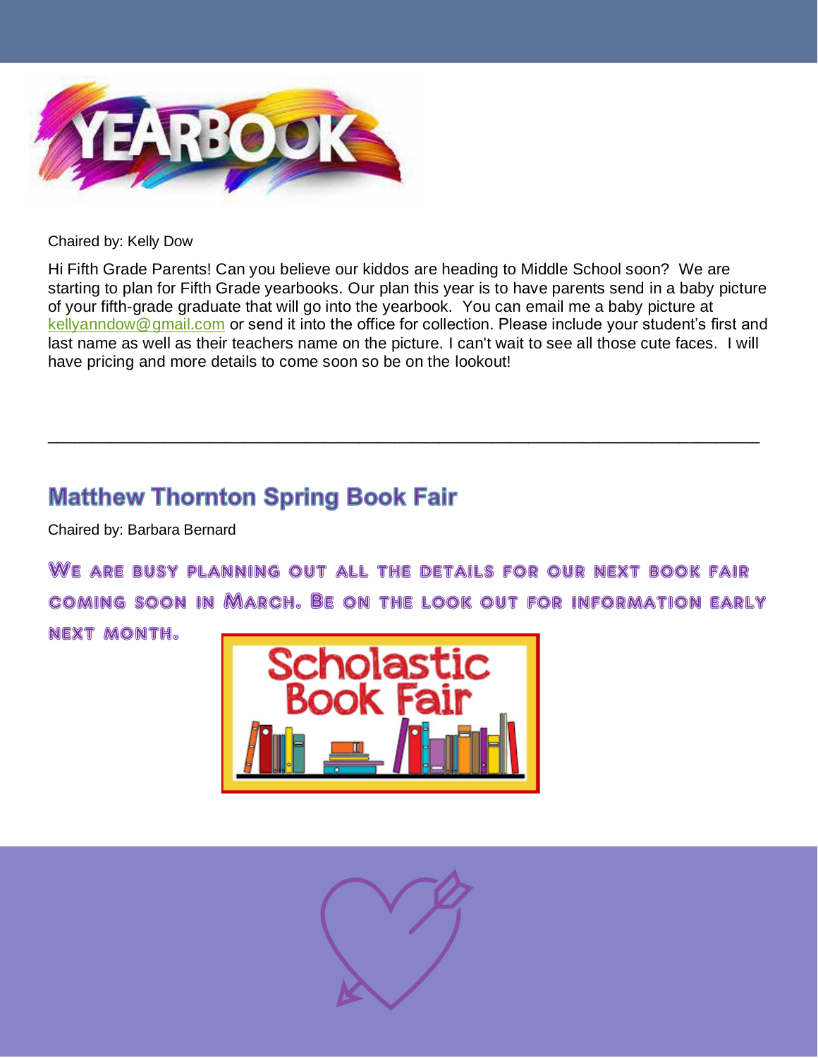# YEARBOOK

Chaired by: Kelly Dow

Hi Fifth Grade Parents! Can you believe our kiddos are heading to Middle School soon? We are starting to plan for Fifth Grade yearbooks. Our plan this year is to have parents send in a baby picture of your fifth-grade graduate that will go into the yearbook. You can email me a baby picture at kellyanndow@gmail.com or send it into the office for collection. Please include your student's first and last name as well as their teachers name on the picture. I can't wait to see all those cute faces. I will have pricing and more details to come soon so be on the lookout!

---

## Matthew Thornton Spring Book Fair

Chaired by: Barbara Bernard

**We are busy planning out all the details for our next book fair coming soon in March. Be on the look out for information early next month.**

Scholastic Book Fair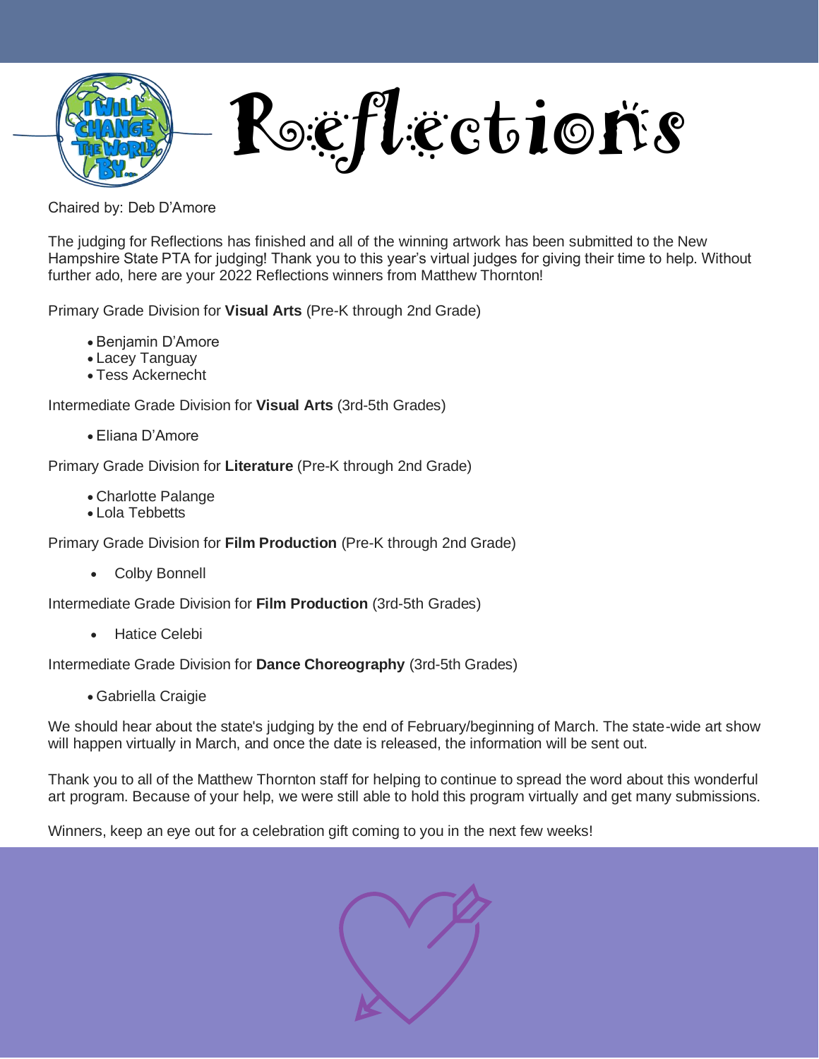# Reflections

Chaired by: Deb D'Amore

The judging for Reflections has finished and all of the winning artwork has been submitted to the New Hampshire State PTA for judging! Thank you to this year's virtual judges for giving their time to help. Without further ado, here are your 2022 Reflections winners from Matthew Thornton!

Primary Grade Division for **Visual Arts** (Pre-K through 2nd Grade)

- Benjamin D'Amore
- Lacey Tanguay
- Tess Ackernecht

Intermediate Grade Division for **Visual Arts** (3rd-5th Grades)

- Eliana D'Amore

Primary Grade Division for **Literature** (Pre-K through 2nd Grade)

- Charlotte Palange
- Lola Tebbetts

Primary Grade Division for **Film Production** (Pre-K through 2nd Grade)

- Colby Bonnell

Intermediate Grade Division for **Film Production** (3rd-5th Grades)

- Hatice Celebi

Intermediate Grade Division for **Dance Choreography** (3rd-5th Grades)

- Gabriella Craigie

We should hear about the state's judging by the end of February/beginning of March. The state-wide art show will happen virtually in March, and once the date is released, the information will be sent out.

Thank you to all of the Matthew Thornton staff for helping to continue to spread the word about this wonderful art program. Because of your help, we were still able to hold this program virtually and get many submissions.

Winners, keep an eye out for a celebration gift coming to you in the next few weeks!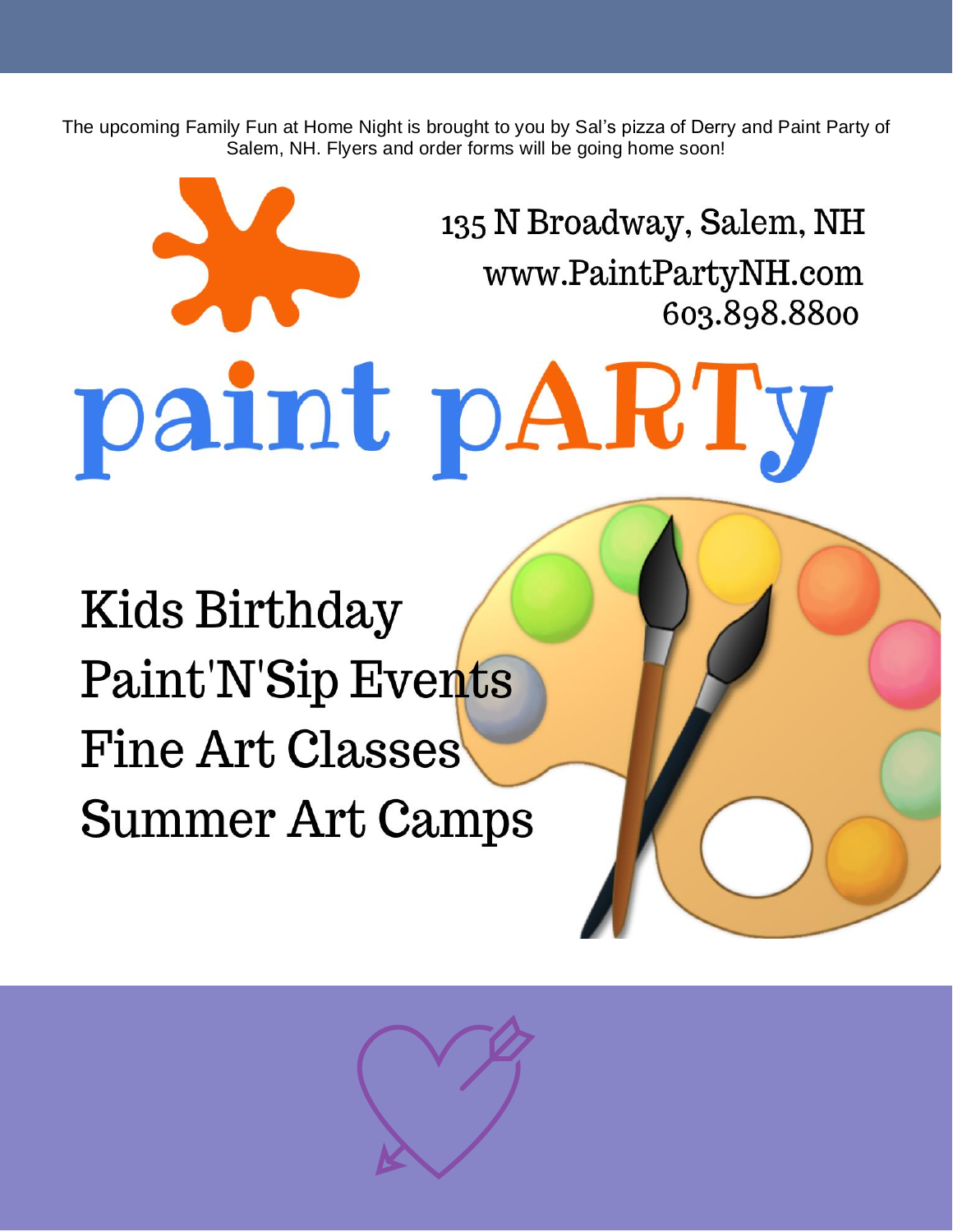The upcoming Family Fun at Home Night is brought to you by Sal's pizza of Derry and Paint Party of Salem, NH. Flyers and order forms will be going home soon!

135 N Broadway, Salem, NH
www.PaintPartyNH.com
603.898.8800

# paint pARTy

Kids Birthday
Paint'N'Sip Events
Fine Art Classes
Summer Art Camps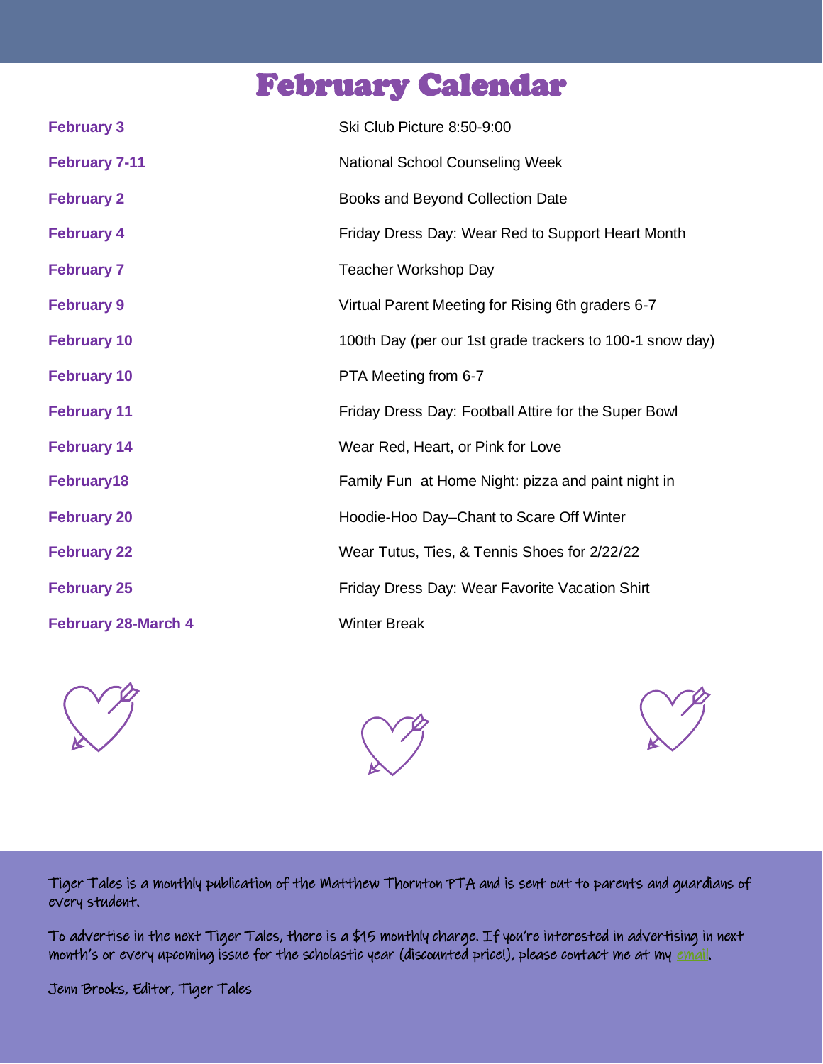# February Calendar

| | |
|---|---|
| **February 3** | Ski Club Picture 8:50-9:00 |
| **February 7-11** | National School Counseling Week |
| **February 2** | Books and Beyond Collection Date |
| **February 4** | Friday Dress Day: Wear Red to Support Heart Month |
| **February 7** | Teacher Workshop Day |
| **February 9** | Virtual Parent Meeting for Rising 6th graders 6-7 |
| **February 10** | 100th Day (per our 1st grade trackers to 100-1 snow day) |
| **February 10** | PTA Meeting from 6-7 |
| **February 11** | Friday Dress Day: Football Attire for the Super Bowl |
| **February 14** | Wear Red, Heart, or Pink for Love |
| **February18** | Family Fun at Home Night: pizza and paint night in |
| **February 20** | Hoodie-Hoo Day–Chant to Scare Off Winter |
| **February 22** | Wear Tutus, Ties, & Tennis Shoes for 2/22/22 |
| **February 25** | Friday Dress Day: Wear Favorite Vacation Shirt |
| **February 28-March 4** | Winter Break |

Tiger Tales is a monthly publication of the Matthew Thornton PTA and is sent out to parents and guardians of every student.

To advertise in the next Tiger Tales, there is a $15 monthly charge. If you're interested in advertising in next month's or every upcoming issue for the scholastic year (discounted price!), please contact me at my email.

Jenn Brooks, Editor, Tiger Tales